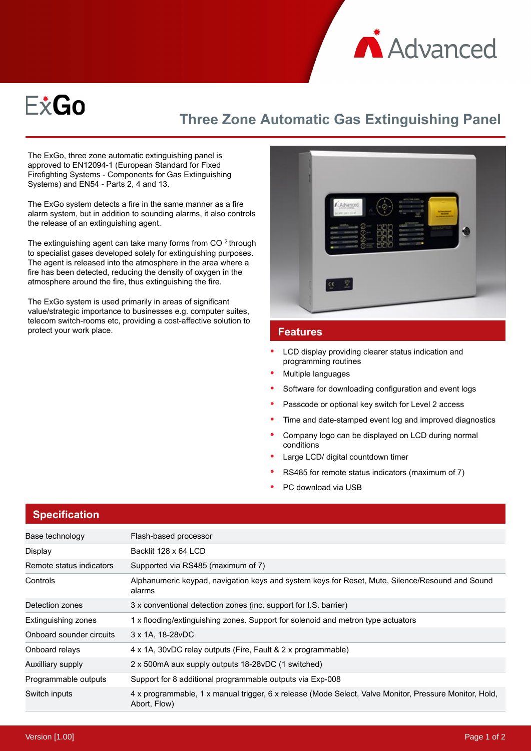# ExGo

## Three Zone Automatic Gas Extinguishing Panel

The ExGo, three zone automatic extinguishing panel is approved to EN12094-1 (European Standard for Fixed Firefighting Systems - Components for Gas Extinguishing Systems) and EN54 - Parts 2, 4 and 13.

The ExGo system detects a fire in the same manner as a fire alarm system, but in addition to sounding alarms, it also controls the release of an extinguishing agent.

The extinguishing agent can take many forms from CO $^{2}$ through to specialist gases developed solely for extinguishing purposes. The agent is released into the atmosphere in the area where a fire has been detected, reducing the density of oxygen in the atmosphere around the fire, thus extinguishing the fire.

The ExGo system is used primarily in areas of significant value/strategic importance to businesses e.g. computer suites, telecom switch-rooms etc, providing a cost-affective solution to protect your work place.

## Features

- LCD display providing clearer status indication and programming routines
- Multiple languages
- Software for downloading configuration and event logs
- Passcode or optional key switch for Level 2 access
- Time and date-stamped event log and improved diagnostics
- Company logo can be displayed on LCD during normal conditions
- Large LCD/ digital countdown timer
- RS485 for remote status indicators (maximum of 7)
- PC download via USB

## Specification

| | |
|---|---|
| Base technology | Flash-based processor |
| Display | Backlit 128 x 64 LCD |
| Remote status indicators | Supported via RS485 (maximum of 7) |
| Controls | Alphanumeric keypad, navigation keys and system keys for Reset, Mute, Silence/Resound and Sound alarms |
| Detection zones | 3 x conventional detection zones (inc. support for I.S. barrier) |
| Extinguishing zones | 1 x flooding/extinguishing zones. Support for solenoid and metron type actuators |
| Onboard sounder circuits | 3 x 1A, 18-28vDC |
| Onboard relays | 4 x 1A, 30vDC relay outputs (Fire, Fault & 2 x programmable) |
| Auxilliary supply | 2 x 500mA aux supply outputs 18-28vDC (1 switched) |
| Programmable outputs | Support for 8 additional programmable outputs via Exp-008 |
| Switch inputs | 4 x programmable, 1 x manual trigger, 6 x release (Mode Select, Valve Monitor, Pressure Monitor, Hold, Abort, Flow) |

Version [1.00]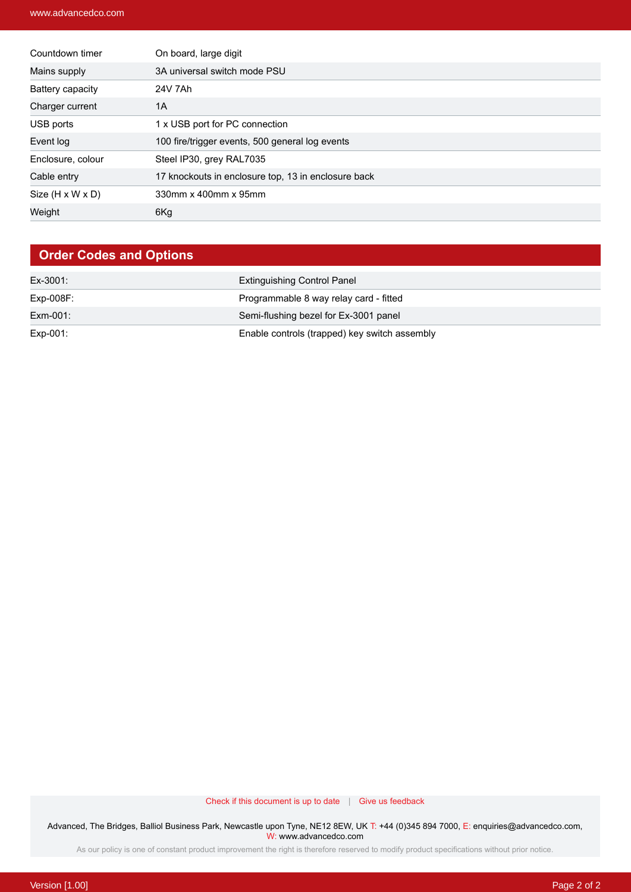| | |
|---|---|
| Countdown timer | On board, large digit |
| Mains supply | 3A universal switch mode PSU |
| Battery capacity | 24V 7Ah |
| Charger current | 1A |
| USB ports | 1 x USB port for PC connection |
| Event log | 100 fire/trigger events, 500 general log events |
| Enclosure, colour | Steel IP30, grey RAL7035 |
| Cable entry | 17 knockouts in enclosure top, 13 in enclosure back |
| Size (H x W x D) | 330mm x 400mm x 95mm |
| Weight | 6Kg |

## Order Codes and Options

| | |
|---|---|
| Ex-3001: | Extinguishing Control Panel |
| Exp-008F: | Programmable 8 way relay card - fitted |
| Exm-001: | Semi-flushing bezel for Ex-3001 panel |
| Exp-001: | Enable controls (trapped) key switch assembly |

Check if this document is up to date | Give us feedback

Advanced, The Bridges, Balliol Business Park, Newcastle upon Tyne, NE12 8EW, UK T: +44 (0)345 894 7000, E: enquiries@advancedco.com, W: www.advancedco.com

As our policy is one of constant product improvement the right is therefore reserved to modify product specifications without prior notice.

Version [1.00]